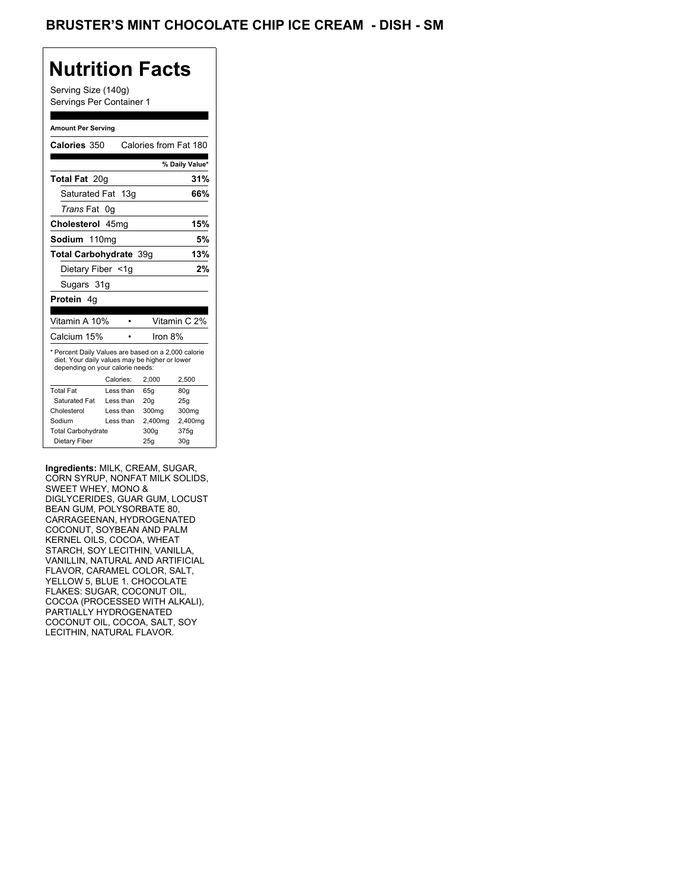# BRUSTER'S MINT CHOCOLATE CHIP ICE CREAM - DISH - SM

## Nutrition Facts

Serving Size (140g)
Servings Per Container 1

**Amount Per Serving**

| | |
|---|---|
| **Calories** 350 | Calories from Fat 180 |
| | **% Daily Value*** |
| **Total Fat** 20g | **31%** |
| Saturated Fat 13g | **66%** |
| *Trans* Fat 0g | |
| **Cholesterol** 45mg | **15%** |
| **Sodium** 110mg | **5%** |
| **Total Carbohydrate** 39g | **13%** |
| Dietary Fiber <1g | **2%** |
| Sugars 31g | |
| **Protein** 4g | |

| | |
|---|---|
| Vitamin A 10% | Vitamin C 2% |
| Calcium 15% | Iron 8% |

* Percent Daily Values are based on a 2,000 calorie diet. Your daily values may be higher or lower depending on your calorie needs:

| | Calories: | 2,000 | 2,500 |
|---|---|---|---|
| Total Fat | Less than | 65g | 80g |
| Saturated Fat | Less than | 20g | 25g |
| Cholesterol | Less than | 300mg | 300mg |
| Sodium | Less than | 2,400mg | 2,400mg |
| Total Carbohydrate | | 300g | 375g |
| Dietary Fiber | | 25g | 30g |

**Ingredients:** MILK, CREAM, SUGAR, CORN SYRUP, NONFAT MILK SOLIDS, SWEET WHEY, MONO & DIGLYCERIDES, GUAR GUM, LOCUST BEAN GUM, POLYSORBATE 80, CARRAGEENAN, HYDROGENATED COCONUT, SOYBEAN AND PALM KERNEL OILS, COCOA, WHEAT STARCH, SOY LECITHIN, VANILLA, VANILLIN, NATURAL AND ARTIFICIAL FLAVOR, CARAMEL COLOR, SALT, YELLOW 5, BLUE 1. CHOCOLATE FLAKES: SUGAR, COCONUT OIL, COCOA (PROCESSED WITH ALKALI), PARTIALLY HYDROGENATED COCONUT OIL, COCOA, SALT, SOY LECITHIN, NATURAL FLAVOR.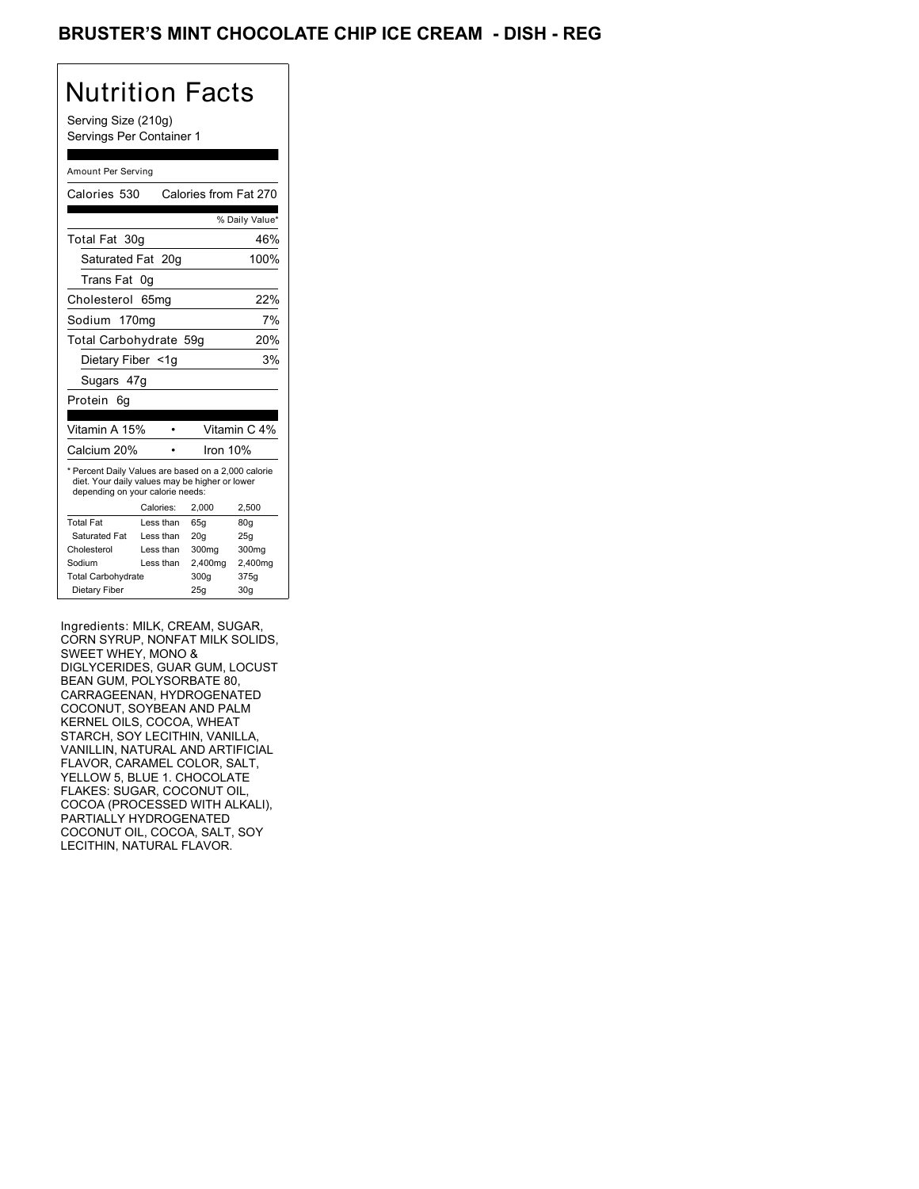# BRUSTER'S MINT CHOCOLATE CHIP ICE CREAM - DISH - REG

## Nutrition Facts

Serving Size (210g)
Servings Per Container 1

Amount Per Serving

| Calories 530 | Calories from Fat 270 |
|---|---|
| | % Daily Value* |
| Total Fat 30g | 46% |
| Saturated Fat 20g | 100% |
| Trans Fat 0g | |
| Cholesterol 65mg | 22% |
| Sodium 170mg | 7% |
| Total Carbohydrate 59g | 20% |
| Dietary Fiber <1g | 3% |
| Sugars 47g | |
| Protein 6g | |

| Vitamin A 15% | • | Vitamin C 4% |
|---|---|---|
| Calcium 20% | • | Iron 10% |

* Percent Daily Values are based on a 2,000 calorie diet. Your daily values may be higher or lower depending on your calorie needs:

| | Calories: | 2,000 | 2,500 |
|---|---|---|---|
| Total Fat | Less than | 65g | 80g |
| Saturated Fat | Less than | 20g | 25g |
| Cholesterol | Less than | 300mg | 300mg |
| Sodium | Less than | 2,400mg | 2,400mg |
| Total Carbohydrate | | 300g | 375g |
| Dietary Fiber | | 25g | 30g |

Ingredients: MILK, CREAM, SUGAR, CORN SYRUP, NONFAT MILK SOLIDS, SWEET WHEY, MONO & DIGLYCERIDES, GUAR GUM, LOCUST BEAN GUM, POLYSORBATE 80, CARRAGEENAN, HYDROGENATED COCONUT, SOYBEAN AND PALM KERNEL OILS, COCOA, WHEAT STARCH, SOY LECITHIN, VANILLA, VANILLIN, NATURAL AND ARTIFICIAL FLAVOR, CARAMEL COLOR, SALT, YELLOW 5, BLUE 1. CHOCOLATE FLAKES: SUGAR, COCONUT OIL, COCOA (PROCESSED WITH ALKALI), PARTIALLY HYDROGENATED COCONUT OIL, COCOA, SALT, SOY LECITHIN, NATURAL FLAVOR.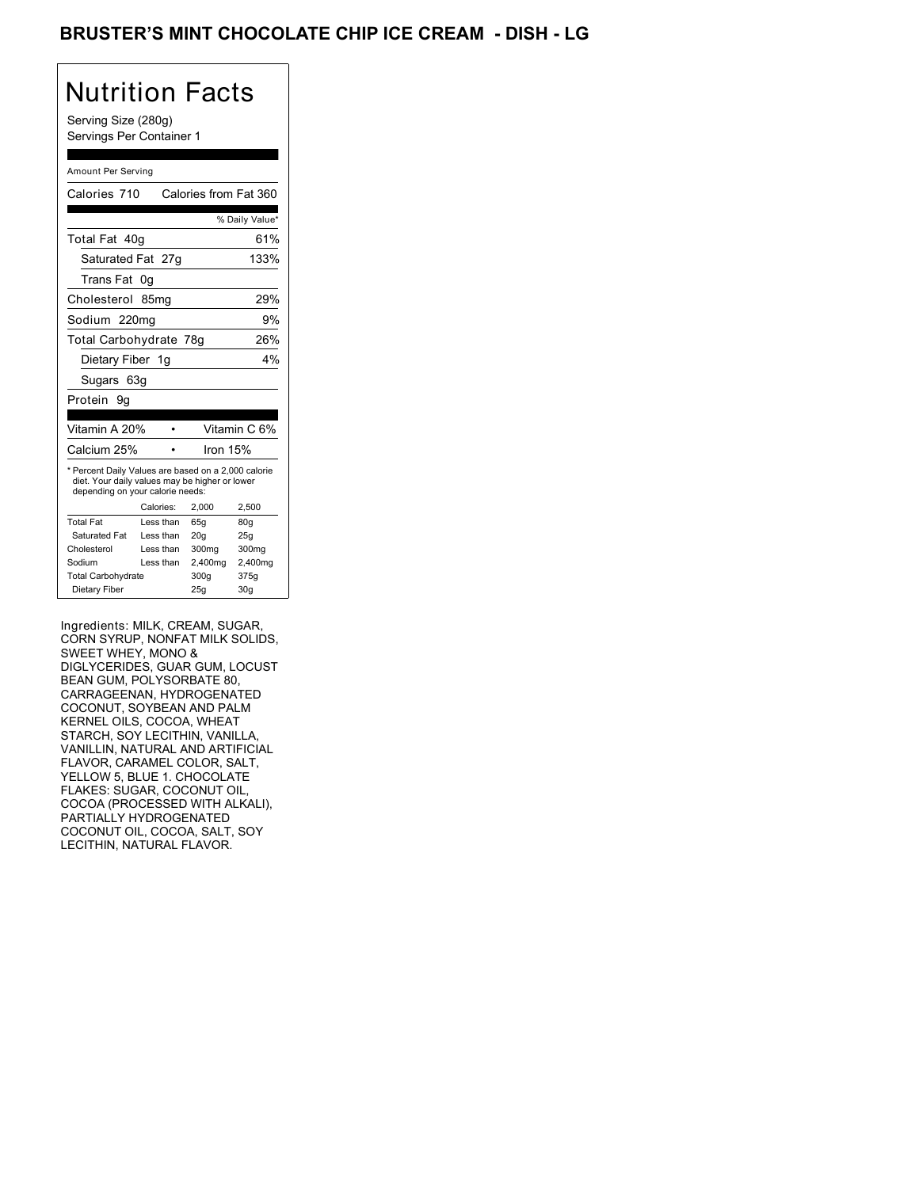# BRUSTER'S MINT CHOCOLATE CHIP ICE CREAM - DISH - LG

## Nutrition Facts

Serving Size (280g)
Servings Per Container 1

Amount Per Serving

| Calories 710 | Calories from Fat 360 |
|---|---|
| | % Daily Value* |
| Total Fat 40g | 61% |
| Saturated Fat 27g | 133% |
| Trans Fat 0g | |
| Cholesterol 85mg | 29% |
| Sodium 220mg | 9% |
| Total Carbohydrate 78g | 26% |
| Dietary Fiber 1g | 4% |
| Sugars 63g | |
| Protein 9g | |

| Vitamin A 20% | • | Vitamin C 6% |
|---|---|---|
| Calcium 25% | • | Iron 15% |

* Percent Daily Values are based on a 2,000 calorie diet. Your daily values may be higher or lower depending on your calorie needs:

| | Calories: | 2,000 | 2,500 |
|---|---|---|---|
| Total Fat | Less than | 65g | 80g |
| Saturated Fat | Less than | 20g | 25g |
| Cholesterol | Less than | 300mg | 300mg |
| Sodium | Less than | 2,400mg | 2,400mg |
| Total Carbohydrate | | 300g | 375g |
| Dietary Fiber | | 25g | 30g |

Ingredients: MILK, CREAM, SUGAR, CORN SYRUP, NONFAT MILK SOLIDS, SWEET WHEY, MONO & DIGLYCERIDES, GUAR GUM, LOCUST BEAN GUM, POLYSORBATE 80, CARRAGEENAN, HYDROGENATED COCONUT, SOYBEAN AND PALM KERNEL OILS, COCOA, WHEAT STARCH, SOY LECITHIN, VANILLA, VANILLIN, NATURAL AND ARTIFICIAL FLAVOR, CARAMEL COLOR, SALT, YELLOW 5, BLUE 1. CHOCOLATE FLAKES: SUGAR, COCONUT OIL, COCOA (PROCESSED WITH ALKALI), PARTIALLY HYDROGENATED COCONUT OIL, COCOA, SALT, SOY LECITHIN, NATURAL FLAVOR.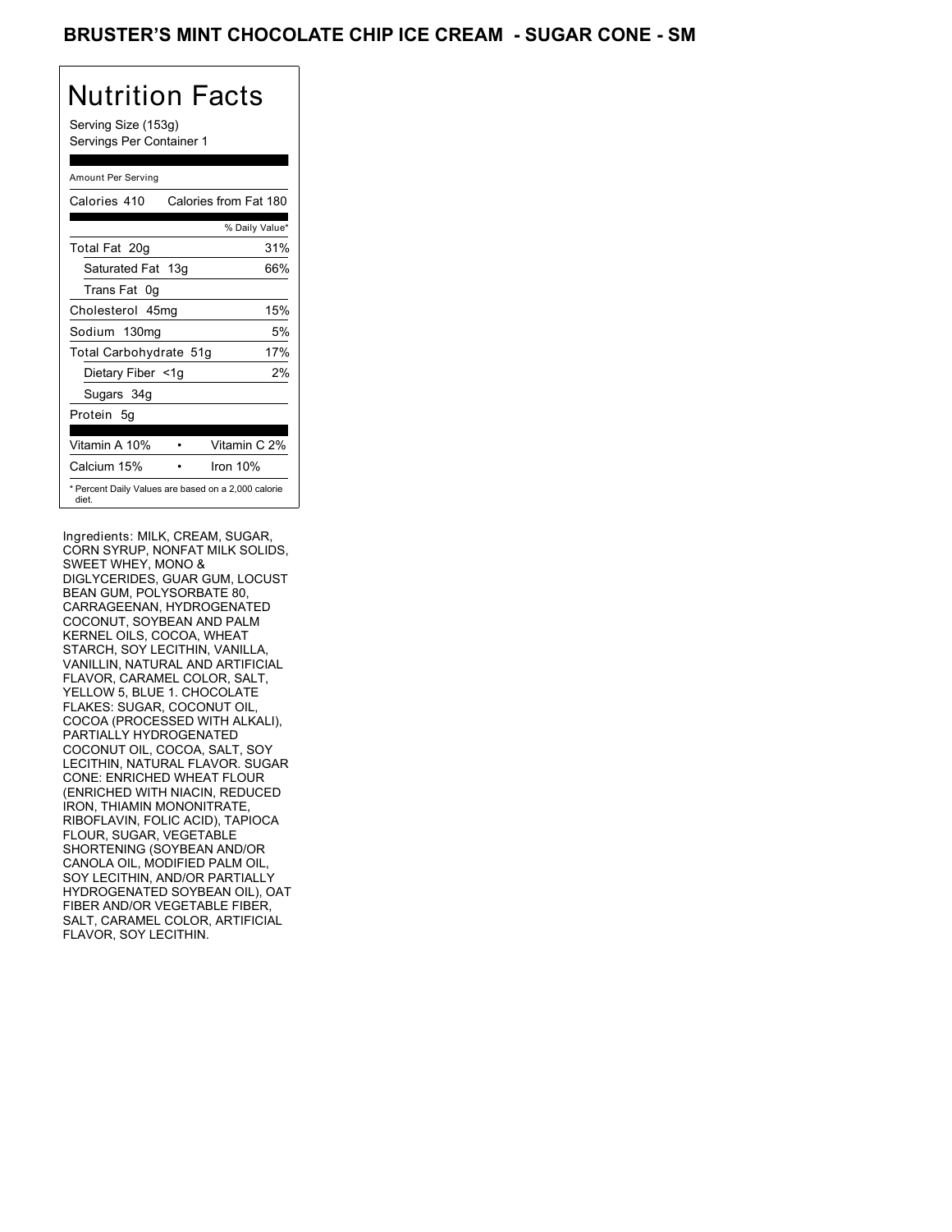# BRUSTER'S MINT CHOCOLATE CHIP ICE CREAM - SUGAR CONE - SM

## Nutrition Facts

Serving Size (153g)
Servings Per Container 1

| Amount Per Serving | |
|---|---|
| Calories 410 | Calories from Fat 180 |
| | % Daily Value* |
| Total Fat 20g | 31% |
| Saturated Fat 13g | 66% |
| Trans Fat 0g | |
| Cholesterol 45mg | 15% |
| Sodium 130mg | 5% |
| Total Carbohydrate 51g | 17% |
| Dietary Fiber <1g | 2% |
| Sugars 34g | |
| Protein 5g | |
| Vitamin A 10% | Vitamin C 2% |
| Calcium 15% | Iron 10% |

* Percent Daily Values are based on a 2,000 calorie diet.

Ingredients: MILK, CREAM, SUGAR, CORN SYRUP, NONFAT MILK SOLIDS, SWEET WHEY, MONO & DIGLYCERIDES, GUAR GUM, LOCUST BEAN GUM, POLYSORBATE 80, CARRAGEENAN, HYDROGENATED COCONUT, SOYBEAN AND PALM KERNEL OILS, COCOA, WHEAT STARCH, SOY LECITHIN, VANILLA, VANILLIN, NATURAL AND ARTIFICIAL FLAVOR, CARAMEL COLOR, SALT, YELLOW 5, BLUE 1. CHOCOLATE FLAKES: SUGAR, COCONUT OIL, COCOA (PROCESSED WITH ALKALI), PARTIALLY HYDROGENATED COCONUT OIL, COCOA, SALT, SOY LECITHIN, NATURAL FLAVOR. SUGAR CONE: ENRICHED WHEAT FLOUR (ENRICHED WITH NIACIN, REDUCED IRON, THIAMIN MONONITRATE, RIBOFLAVIN, FOLIC ACID), TAPIOCA FLOUR, SUGAR, VEGETABLE SHORTENING (SOYBEAN AND/OR CANOLA OIL, MODIFIED PALM OIL, SOY LECITHIN, AND/OR PARTIALLY HYDROGENATED SOYBEAN OIL), OAT FIBER AND/OR VEGETABLE FIBER, SALT, CARAMEL COLOR, ARTIFICIAL FLAVOR, SOY LECITHIN.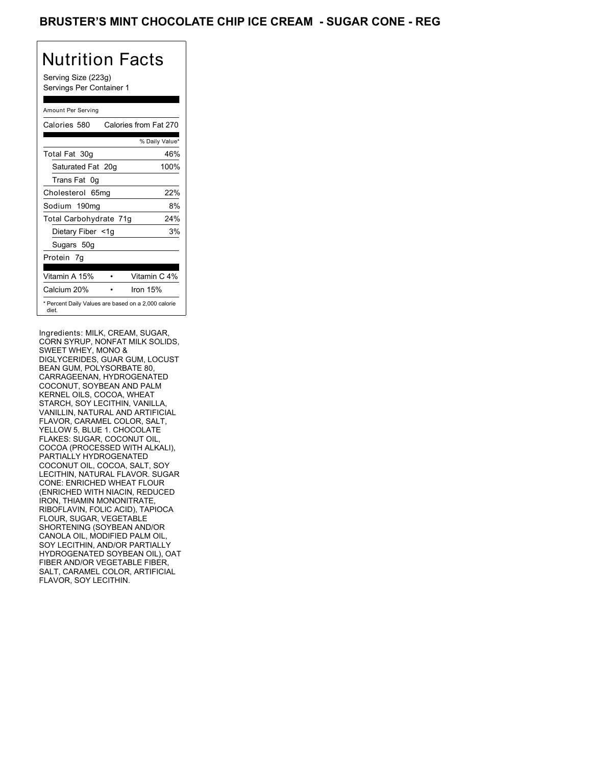# BRUSTER'S MINT CHOCOLATE CHIP ICE CREAM - SUGAR CONE - REG

## Nutrition Facts

Serving Size (223g)
Servings Per Container 1

Amount Per Serving

| Calories 580 | Calories from Fat 270 |
|---|---|
| | % Daily Value* |
| Total Fat 30g | 46% |
| Saturated Fat 20g | 100% |
| Trans Fat 0g | |
| Cholesterol 65mg | 22% |
| Sodium 190mg | 8% |
| Total Carbohydrate 71g | 24% |
| Dietary Fiber <1g | 3% |
| Sugars 50g | |
| Protein 7g | |

| Vitamin A 15% | • | Vitamin C 4% |
|---|---|---|
| Calcium 20% | • | Iron 15% |

* Percent Daily Values are based on a 2,000 calorie diet.

Ingredients: MILK, CREAM, SUGAR, CORN SYRUP, NONFAT MILK SOLIDS, SWEET WHEY, MONO & DIGLYCERIDES, GUAR GUM, LOCUST BEAN GUM, POLYSORBATE 80, CARRAGEENAN, HYDROGENATED COCONUT, SOYBEAN AND PALM KERNEL OILS, COCOA, WHEAT STARCH, SOY LECITHIN, VANILLA, VANILLIN, NATURAL AND ARTIFICIAL FLAVOR, CARAMEL COLOR, SALT, YELLOW 5, BLUE 1. CHOCOLATE FLAKES: SUGAR, COCONUT OIL, COCOA (PROCESSED WITH ALKALI), PARTIALLY HYDROGENATED COCONUT OIL, COCOA, SALT, SOY LECITHIN, NATURAL FLAVOR. SUGAR CONE: ENRICHED WHEAT FLOUR (ENRICHED WITH NIACIN, REDUCED IRON, THIAMIN MONONITRATE, RIBOFLAVIN, FOLIC ACID), TAPIOCA FLOUR, SUGAR, VEGETABLE SHORTENING (SOYBEAN AND/OR CANOLA OIL, MODIFIED PALM OIL, SOY LECITHIN, AND/OR PARTIALLY HYDROGENATED SOYBEAN OIL), OAT FIBER AND/OR VEGETABLE FIBER, SALT, CARAMEL COLOR, ARTIFICIAL FLAVOR, SOY LECITHIN.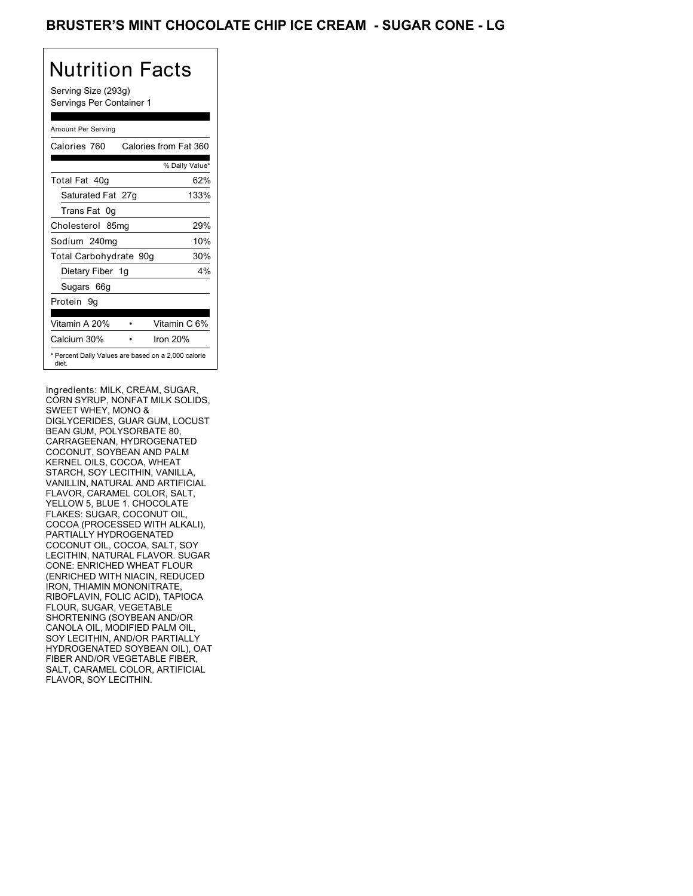# BRUSTER'S MINT CHOCOLATE CHIP ICE CREAM - SUGAR CONE - LG

## Nutrition Facts

Serving Size (293g)
Servings Per Container 1

Amount Per Serving

| Calories 760 | Calories from Fat 360 |
|---|---|
| | % Daily Value* |
| Total Fat 40g | 62% |
| Saturated Fat 27g | 133% |
| Trans Fat 0g | |
| Cholesterol 85mg | 29% |
| Sodium 240mg | 10% |
| Total Carbohydrate 90g | 30% |
| Dietary Fiber 1g | 4% |
| Sugars 66g | |
| Protein 9g | |

| Vitamin A 20% | • | Vitamin C 6% |
|---|---|---|
| Calcium 30% | • | Iron 20% |

* Percent Daily Values are based on a 2,000 calorie diet.

Ingredients: MILK, CREAM, SUGAR, CORN SYRUP, NONFAT MILK SOLIDS, SWEET WHEY, MONO & DIGLYCERIDES, GUAR GUM, LOCUST BEAN GUM, POLYSORBATE 80, CARRAGEENAN, HYDROGENATED COCONUT, SOYBEAN AND PALM KERNEL OILS, COCOA, WHEAT STARCH, SOY LECITHIN, VANILLA, VANILLIN, NATURAL AND ARTIFICIAL FLAVOR, CARAMEL COLOR, SALT, YELLOW 5, BLUE 1. CHOCOLATE FLAKES: SUGAR, COCONUT OIL, COCOA (PROCESSED WITH ALKALI), PARTIALLY HYDROGENATED COCONUT OIL, COCOA, SALT, SOY LECITHIN, NATURAL FLAVOR. SUGAR CONE: ENRICHED WHEAT FLOUR (ENRICHED WITH NIACIN, REDUCED IRON, THIAMIN MONONITRATE, RIBOFLAVIN, FOLIC ACID), TAPIOCA FLOUR, SUGAR, VEGETABLE SHORTENING (SOYBEAN AND/OR CANOLA OIL, MODIFIED PALM OIL, SOY LECITHIN, AND/OR PARTIALLY HYDROGENATED SOYBEAN OIL), OAT FIBER AND/OR VEGETABLE FIBER, SALT, CARAMEL COLOR, ARTIFICIAL FLAVOR, SOY LECITHIN.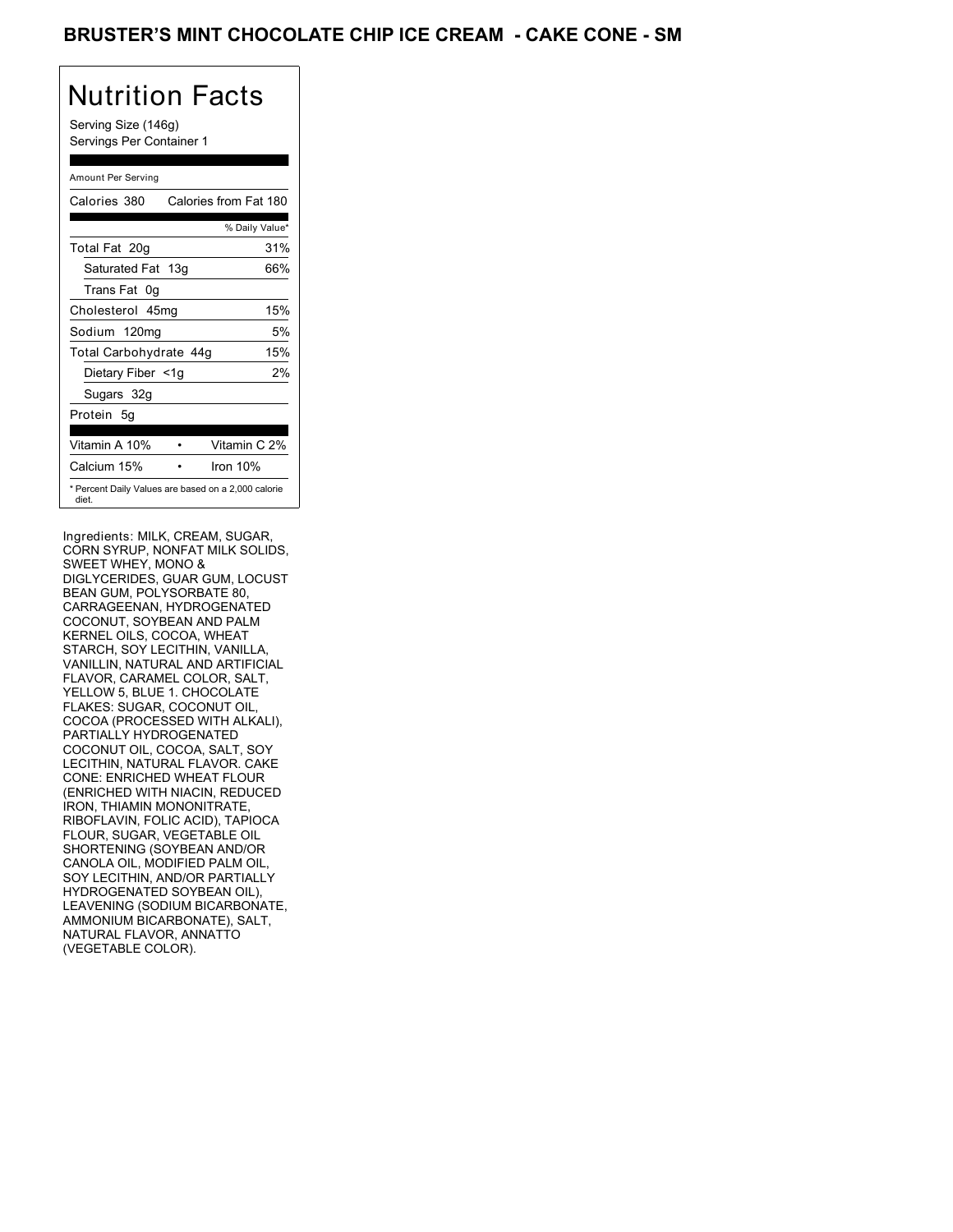# BRUSTER'S MINT CHOCOLATE CHIP ICE CREAM - CAKE CONE - SM

## Nutrition Facts

Serving Size (146g)
Servings Per Container 1

Amount Per Serving

| | |
|---|---|
| Calories 380 | Calories from Fat 180 |
| | % Daily Value* |
| Total Fat 20g | 31% |
| Saturated Fat 13g | 66% |
| Trans Fat 0g | |
| Cholesterol 45mg | 15% |
| Sodium 120mg | 5% |
| Total Carbohydrate 44g | 15% |
| Dietary Fiber <1g | 2% |
| Sugars 32g | |
| Protein 5g | |
| Vitamin A 10% | Vitamin C 2% |
| Calcium 15% | Iron 10% |

* Percent Daily Values are based on a 2,000 calorie diet.

Ingredients: MILK, CREAM, SUGAR, CORN SYRUP, NONFAT MILK SOLIDS, SWEET WHEY, MONO & DIGLYCERIDES, GUAR GUM, LOCUST BEAN GUM, POLYSORBATE 80, CARRAGEENAN, HYDROGENATED COCONUT, SOYBEAN AND PALM KERNEL OILS, COCOA, WHEAT STARCH, SOY LECITHIN, VANILLA, VANILLIN, NATURAL AND ARTIFICIAL FLAVOR, CARAMEL COLOR, SALT, YELLOW 5, BLUE 1. CHOCOLATE FLAKES: SUGAR, COCONUT OIL, COCOA (PROCESSED WITH ALKALI), PARTIALLY HYDROGENATED COCONUT OIL, COCOA, SALT, SOY LECITHIN, NATURAL FLAVOR. CAKE CONE: ENRICHED WHEAT FLOUR (ENRICHED WITH NIACIN, REDUCED IRON, THIAMIN MONONITRATE, RIBOFLAVIN, FOLIC ACID), TAPIOCA FLOUR, SUGAR, VEGETABLE OIL SHORTENING (SOYBEAN AND/OR CANOLA OIL, MODIFIED PALM OIL, SOY LECITHIN, AND/OR PARTIALLY HYDROGENATED SOYBEAN OIL), LEAVENING (SODIUM BICARBONATE, AMMONIUM BICARBONATE), SALT, NATURAL FLAVOR, ANNATTO (VEGETABLE COLOR).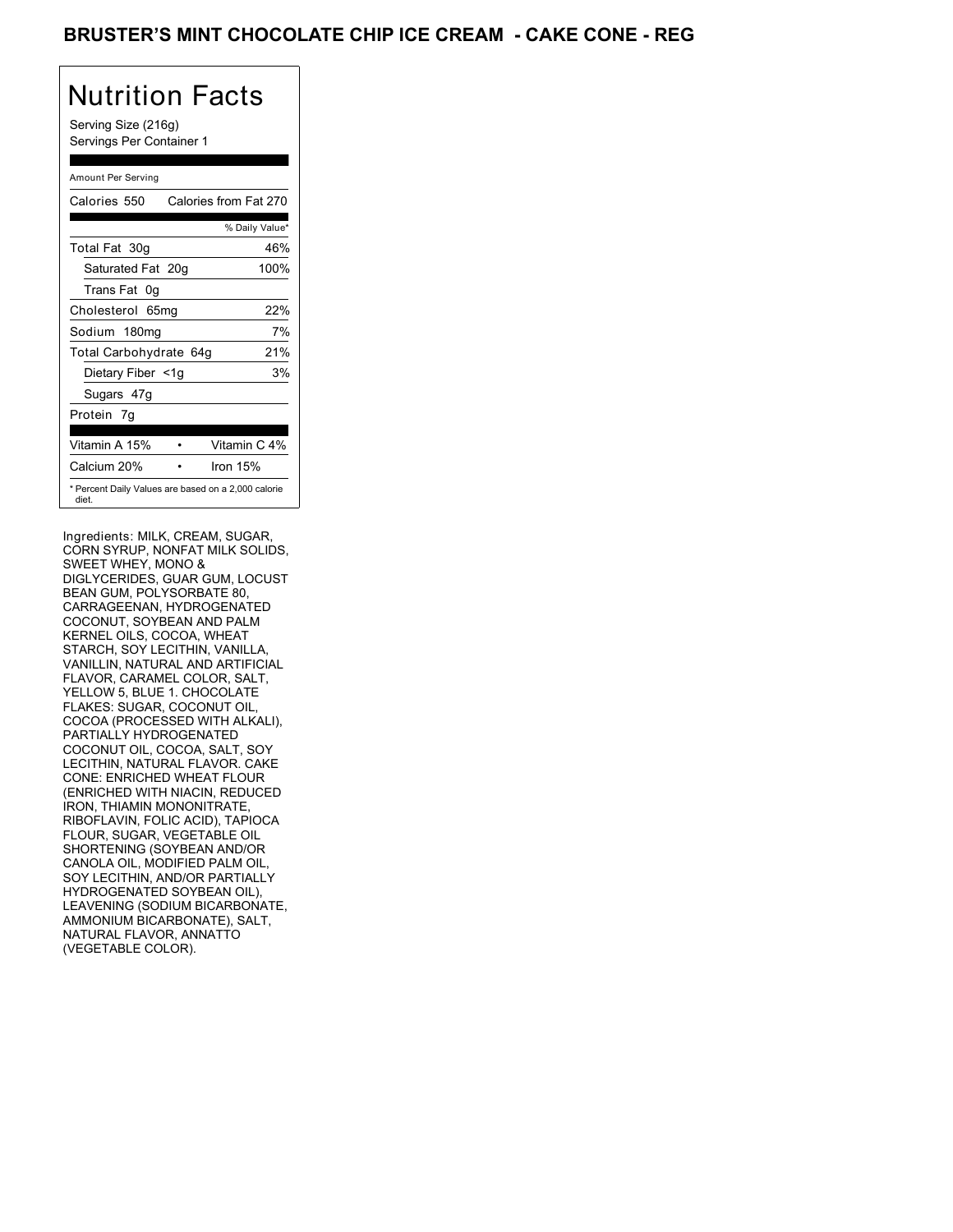# BRUSTER'S MINT CHOCOLATE CHIP ICE CREAM - CAKE CONE - REG

## Nutrition Facts

Serving Size (216g)
Servings Per Container 1

Amount Per Serving

| Calories 550 | Calories from Fat 270 |
|---|---|
| | % Daily Value* |
| Total Fat 30g | 46% |
| Saturated Fat 20g | 100% |
| Trans Fat 0g | |
| Cholesterol 65mg | 22% |
| Sodium 180mg | 7% |
| Total Carbohydrate 64g | 21% |
| Dietary Fiber <1g | 3% |
| Sugars 47g | |
| Protein 7g | |

| Vitamin A 15% | • | Vitamin C 4% |
|---|---|---|
| Calcium 20% | • | Iron 15% |

* Percent Daily Values are based on a 2,000 calorie diet.

Ingredients: MILK, CREAM, SUGAR, CORN SYRUP, NONFAT MILK SOLIDS, SWEET WHEY, MONO & DIGLYCERIDES, GUAR GUM, LOCUST BEAN GUM, POLYSORBATE 80, CARRAGEENAN, HYDROGENATED COCONUT, SOYBEAN AND PALM KERNEL OILS, COCOA, WHEAT STARCH, SOY LECITHIN, VANILLA, VANILLIN, NATURAL AND ARTIFICIAL FLAVOR, CARAMEL COLOR, SALT, YELLOW 5, BLUE 1. CHOCOLATE FLAKES: SUGAR, COCONUT OIL, COCOA (PROCESSED WITH ALKALI), PARTIALLY HYDROGENATED COCONUT OIL, COCOA, SALT, SOY LECITHIN, NATURAL FLAVOR. CAKE CONE: ENRICHED WHEAT FLOUR (ENRICHED WITH NIACIN, REDUCED IRON, THIAMIN MONONITRATE, RIBOFLAVIN, FOLIC ACID), TAPIOCA FLOUR, SUGAR, VEGETABLE OIL SHORTENING (SOYBEAN AND/OR CANOLA OIL, MODIFIED PALM OIL, SOY LECITHIN, AND/OR PARTIALLY HYDROGENATED SOYBEAN OIL), LEAVENING (SODIUM BICARBONATE, AMMONIUM BICARBONATE), SALT, NATURAL FLAVOR, ANNATTO (VEGETABLE COLOR).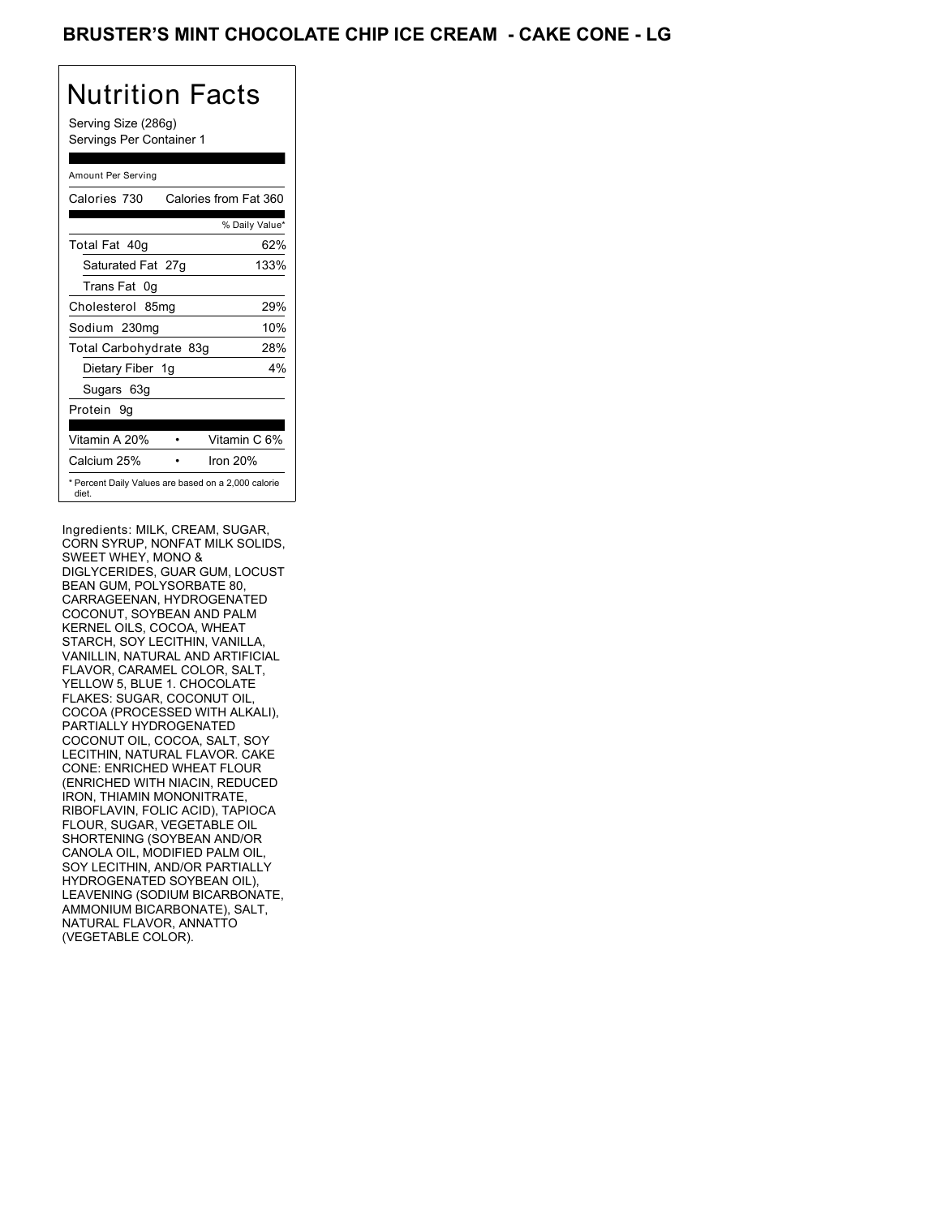# BRUSTER'S MINT CHOCOLATE CHIP ICE CREAM - CAKE CONE - LG

## Nutrition Facts

Serving Size (286g)
Servings Per Container 1

Amount Per Serving

| Calories 730 | Calories from Fat 360 |
|---|---|
| | % Daily Value* |
| Total Fat 40g | 62% |
| Saturated Fat 27g | 133% |
| Trans Fat 0g | |
| Cholesterol 85mg | 29% |
| Sodium 230mg | 10% |
| Total Carbohydrate 83g | 28% |
| Dietary Fiber 1g | 4% |
| Sugars 63g | |
| Protein 9g | |

| Vitamin A 20% | • | Vitamin C 6% |
|---|---|---|
| Calcium 25% | • | Iron 20% |

* Percent Daily Values are based on a 2,000 calorie diet.

Ingredients: MILK, CREAM, SUGAR, CORN SYRUP, NONFAT MILK SOLIDS, SWEET WHEY, MONO & DIGLYCERIDES, GUAR GUM, LOCUST BEAN GUM, POLYSORBATE 80, CARRAGEENAN, HYDROGENATED COCONUT, SOYBEAN AND PALM KERNEL OILS, COCOA, WHEAT STARCH, SOY LECITHIN, VANILLA, VANILLIN, NATURAL AND ARTIFICIAL FLAVOR, CARAMEL COLOR, SALT, YELLOW 5, BLUE 1. CHOCOLATE FLAKES: SUGAR, COCONUT OIL, COCOA (PROCESSED WITH ALKALI), PARTIALLY HYDROGENATED COCONUT OIL, COCOA, SALT, SOY LECITHIN, NATURAL FLAVOR. CAKE CONE: ENRICHED WHEAT FLOUR (ENRICHED WITH NIACIN, REDUCED IRON, THIAMIN MONONITRATE, RIBOFLAVIN, FOLIC ACID), TAPIOCA FLOUR, SUGAR, VEGETABLE OIL SHORTENING (SOYBEAN AND/OR CANOLA OIL, MODIFIED PALM OIL, SOY LECITHIN, AND/OR PARTIALLY HYDROGENATED SOYBEAN OIL), LEAVENING (SODIUM BICARBONATE, AMMONIUM BICARBONATE), SALT, NATURAL FLAVOR, ANNATTO (VEGETABLE COLOR).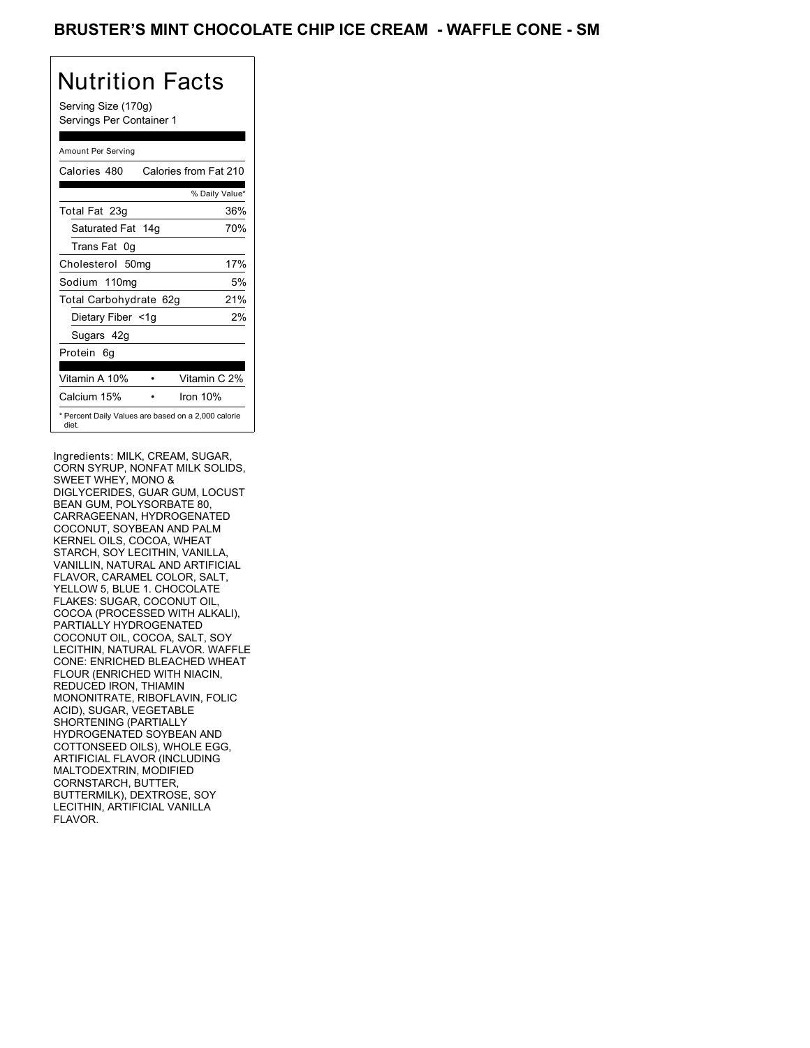# BRUSTER'S MINT CHOCOLATE CHIP ICE CREAM - WAFFLE CONE - SM

## Nutrition Facts

Serving Size (170g)
Servings Per Container 1

Amount Per Serving

| Calories 480 | Calories from Fat 210 |
|---|---|
| | % Daily Value* |
| Total Fat 23g | 36% |
| Saturated Fat 14g | 70% |
| Trans Fat 0g | |
| Cholesterol 50mg | 17% |
| Sodium 110mg | 5% |
| Total Carbohydrate 62g | 21% |
| Dietary Fiber <1g | 2% |
| Sugars 42g | |
| Protein 6g | |

| Vitamin A 10% | • | Vitamin C 2% |
|---|---|---|
| Calcium 15% | • | Iron 10% |

* Percent Daily Values are based on a 2,000 calorie diet.

Ingredients: MILK, CREAM, SUGAR, CORN SYRUP, NONFAT MILK SOLIDS, SWEET WHEY, MONO & DIGLYCERIDES, GUAR GUM, LOCUST BEAN GUM, POLYSORBATE 80, CARRAGEENAN, HYDROGENATED COCONUT, SOYBEAN AND PALM KERNEL OILS, COCOA, WHEAT STARCH, SOY LECITHIN, VANILLA, VANILLIN, NATURAL AND ARTIFICIAL FLAVOR, CARAMEL COLOR, SALT, YELLOW 5, BLUE 1. CHOCOLATE FLAKES: SUGAR, COCONUT OIL, COCOA (PROCESSED WITH ALKALI), PARTIALLY HYDROGENATED COCONUT OIL, COCOA, SALT, SOY LECITHIN, NATURAL FLAVOR. WAFFLE CONE: ENRICHED BLEACHED WHEAT FLOUR (ENRICHED WITH NIACIN, REDUCED IRON, THIAMIN MONONITRATE, RIBOFLAVIN, FOLIC ACID), SUGAR, VEGETABLE SHORTENING (PARTIALLY HYDROGENATED SOYBEAN AND COTTONSEED OILS), WHOLE EGG, ARTIFICIAL FLAVOR (INCLUDING MALTODEXTRIN, MODIFIED CORNSTARCH, BUTTER, BUTTERMILK), DEXTROSE, SOY LECITHIN, ARTIFICIAL VANILLA FLAVOR.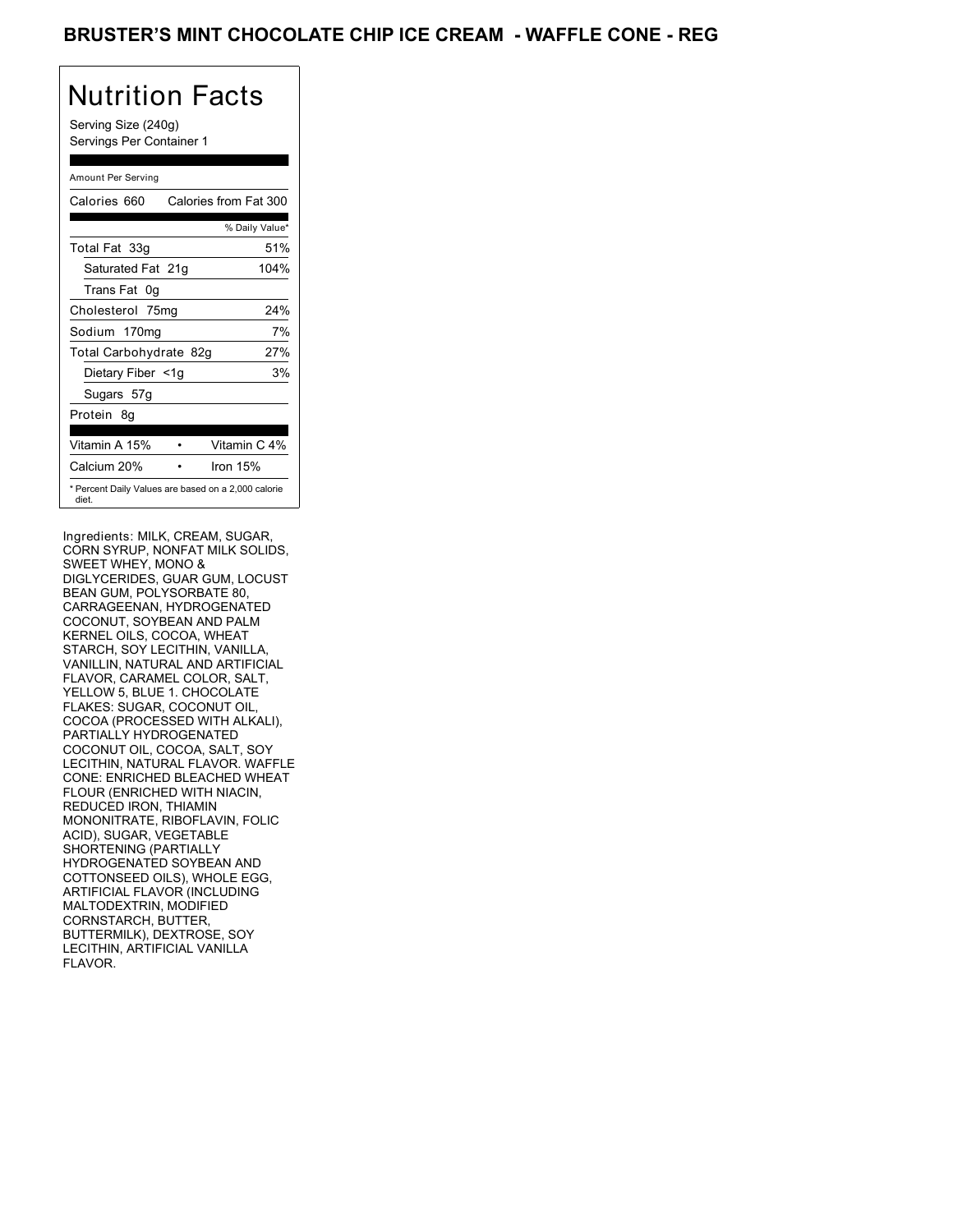# BRUSTER'S MINT CHOCOLATE CHIP ICE CREAM - WAFFLE CONE - REG

## Nutrition Facts

Serving Size (240g)
Servings Per Container 1

| Amount Per Serving | |
|---|---|
| Calories 660 | Calories from Fat 300 |
| | % Daily Value* |
| Total Fat 33g | 51% |
| Saturated Fat 21g | 104% |
| Trans Fat 0g | |
| Cholesterol 75mg | 24% |
| Sodium 170mg | 7% |
| Total Carbohydrate 82g | 27% |
| Dietary Fiber <1g | 3% |
| Sugars 57g | |
| Protein 8g | |
| Vitamin A 15% | Vitamin C 4% |
| Calcium 20% | Iron 15% |

* Percent Daily Values are based on a 2,000 calorie diet.

Ingredients: MILK, CREAM, SUGAR, CORN SYRUP, NONFAT MILK SOLIDS, SWEET WHEY, MONO & DIGLYCERIDES, GUAR GUM, LOCUST BEAN GUM, POLYSORBATE 80, CARRAGEENAN, HYDROGENATED COCONUT, SOYBEAN AND PALM KERNEL OILS, COCOA, WHEAT STARCH, SOY LECITHIN, VANILLA, VANILLIN, NATURAL AND ARTIFICIAL FLAVOR, CARAMEL COLOR, SALT, YELLOW 5, BLUE 1. CHOCOLATE FLAKES: SUGAR, COCONUT OIL, COCOA (PROCESSED WITH ALKALI), PARTIALLY HYDROGENATED COCONUT OIL, COCOA, SALT, SOY LECITHIN, NATURAL FLAVOR. WAFFLE CONE: ENRICHED BLEACHED WHEAT FLOUR (ENRICHED WITH NIACIN, REDUCED IRON, THIAMIN MONONITRATE, RIBOFLAVIN, FOLIC ACID), SUGAR, VEGETABLE SHORTENING (PARTIALLY HYDROGENATED SOYBEAN AND COTTONSEED OILS), WHOLE EGG, ARTIFICIAL FLAVOR (INCLUDING MALTODEXTRIN, MODIFIED CORNSTARCH, BUTTER, BUTTERMILK), DEXTROSE, SOY LECITHIN, ARTIFICIAL VANILLA FLAVOR.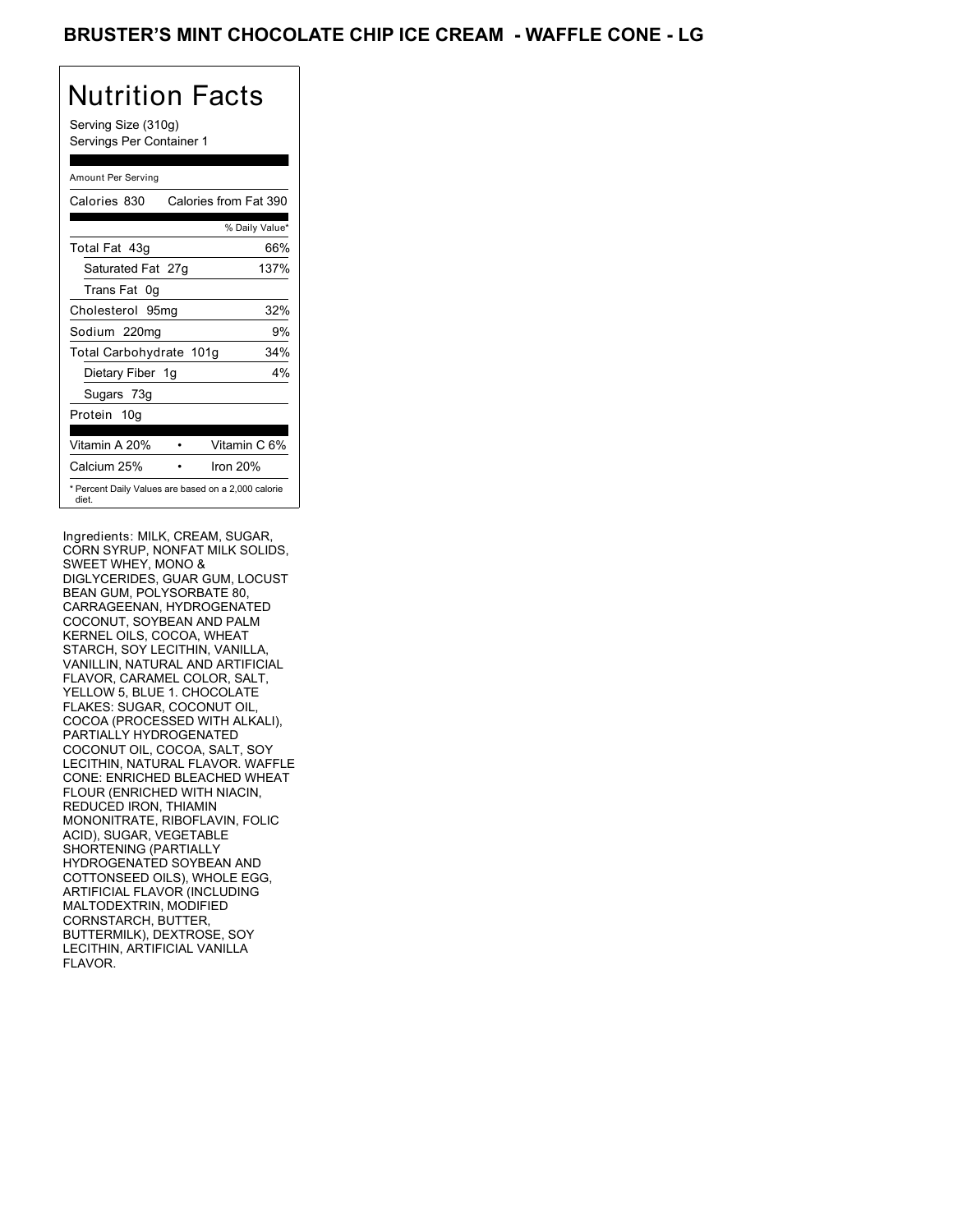# BRUSTER'S MINT CHOCOLATE CHIP ICE CREAM - WAFFLE CONE - LG

## Nutrition Facts

Serving Size (310g)
Servings Per Container 1

Amount Per Serving

| | |
|---|---|
| Calories 830 | Calories from Fat 390 |
| | % Daily Value* |
| Total Fat 43g | 66% |
| Saturated Fat 27g | 137% |
| Trans Fat 0g | |
| Cholesterol 95mg | 32% |
| Sodium 220mg | 9% |
| Total Carbohydrate 101g | 34% |
| Dietary Fiber 1g | 4% |
| Sugars 73g | |
| Protein 10g | |
| Vitamin A 20% | Vitamin C 6% |
| Calcium 25% | Iron 20% |

* Percent Daily Values are based on a 2,000 calorie diet.

Ingredients: MILK, CREAM, SUGAR, CORN SYRUP, NONFAT MILK SOLIDS, SWEET WHEY, MONO & DIGLYCERIDES, GUAR GUM, LOCUST BEAN GUM, POLYSORBATE 80, CARRAGEENAN, HYDROGENATED COCONUT, SOYBEAN AND PALM KERNEL OILS, COCOA, WHEAT STARCH, SOY LECITHIN, VANILLA, VANILLIN, NATURAL AND ARTIFICIAL FLAVOR, CARAMEL COLOR, SALT, YELLOW 5, BLUE 1. CHOCOLATE FLAKES: SUGAR, COCONUT OIL, COCOA (PROCESSED WITH ALKALI), PARTIALLY HYDROGENATED COCONUT OIL, COCOA, SALT, SOY LECITHIN, NATURAL FLAVOR. WAFFLE CONE: ENRICHED BLEACHED WHEAT FLOUR (ENRICHED WITH NIACIN, REDUCED IRON, THIAMIN MONONITRATE, RIBOFLAVIN, FOLIC ACID), SUGAR, VEGETABLE SHORTENING (PARTIALLY HYDROGENATED SOYBEAN AND COTTONSEED OILS), WHOLE EGG, ARTIFICIAL FLAVOR (INCLUDING MALTODEXTRIN, MODIFIED CORNSTARCH, BUTTER, BUTTERMILK), DEXTROSE, SOY LECITHIN, ARTIFICIAL VANILLA FLAVOR.